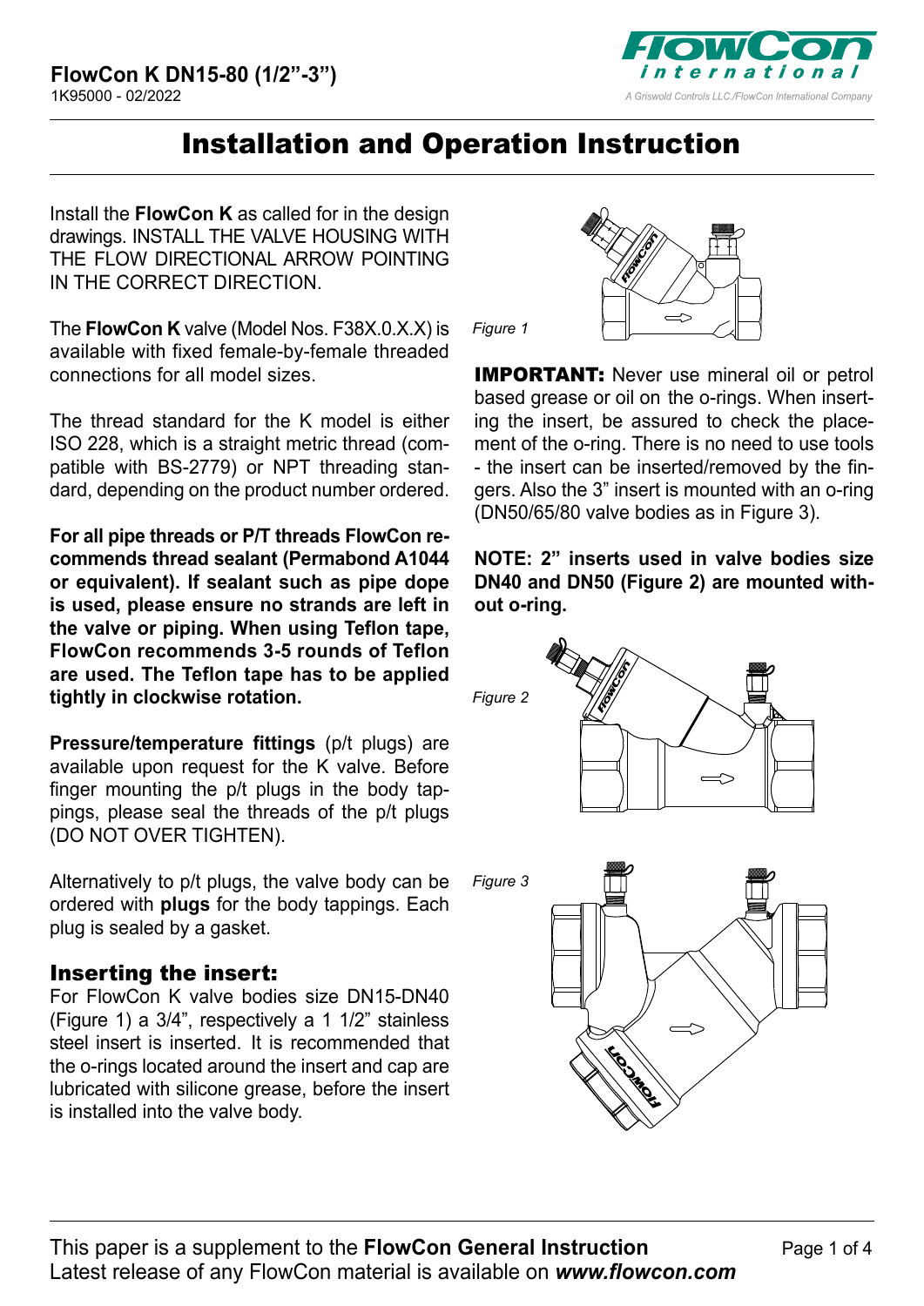**FlowCon K DN15-80 (1/2”-3”)**
1K95000 - 02/2022

# Installation and Operation Instruction

Install the **FlowCon K** as called for in the design drawings. INSTALL THE VALVE HOUSING WITH THE FLOW DIRECTIONAL ARROW POINTING IN THE CORRECT DIRECTION.

The **FlowCon K** valve (Model Nos. F38X.0.X.X) is available with fixed female-by-female threaded connections for all model sizes.

The thread standard for the K model is either ISO 228, which is a straight metric thread (compatible with BS-2779) or NPT threading standard, depending on the product number ordered.

**For all pipe threads or P/T threads FlowCon recommends thread sealant (Permabond A1044 or equivalent). If sealant such as pipe dope is used, please ensure no strands are left in the valve or piping. When using Teflon tape, FlowCon recommends 3-5 rounds of Teflon are used. The Teflon tape has to be applied tightly in clockwise rotation.**

**Pressure/temperature fittings** (p/t plugs) are available upon request for the K valve. Before finger mounting the p/t plugs in the body tappings, please seal the threads of the p/t plugs (DO NOT OVER TIGHTEN).

Alternatively to p/t plugs, the valve body can be ordered with **plugs** for the body tappings. Each plug is sealed by a gasket.

## Inserting the insert:

For FlowCon K valve bodies size DN15-DN40 (Figure 1) a 3/4”, respectively a 1 1/2” stainless steel insert is inserted. It is recommended that the o-rings located around the insert and cap are lubricated with silicone grease, before the insert is installed into the valve body.

*Figure 1*

**IMPORTANT:** Never use mineral oil or petrol based grease or oil on the o-rings. When inserting the insert, be assured to check the placement of the o-ring. There is no need to use tools - the insert can be inserted/removed by the fingers. Also the 3” insert is mounted with an o-ring (DN50/65/80 valve bodies as in Figure 3).

**NOTE: 2” inserts used in valve bodies size DN40 and DN50 (Figure 2) are mounted without o-ring.**

*Figure 2*

*Figure 3*

This paper is a supplement to the **FlowCon General Instruction**
Latest release of any FlowCon material is available on ***www.flowcon.com***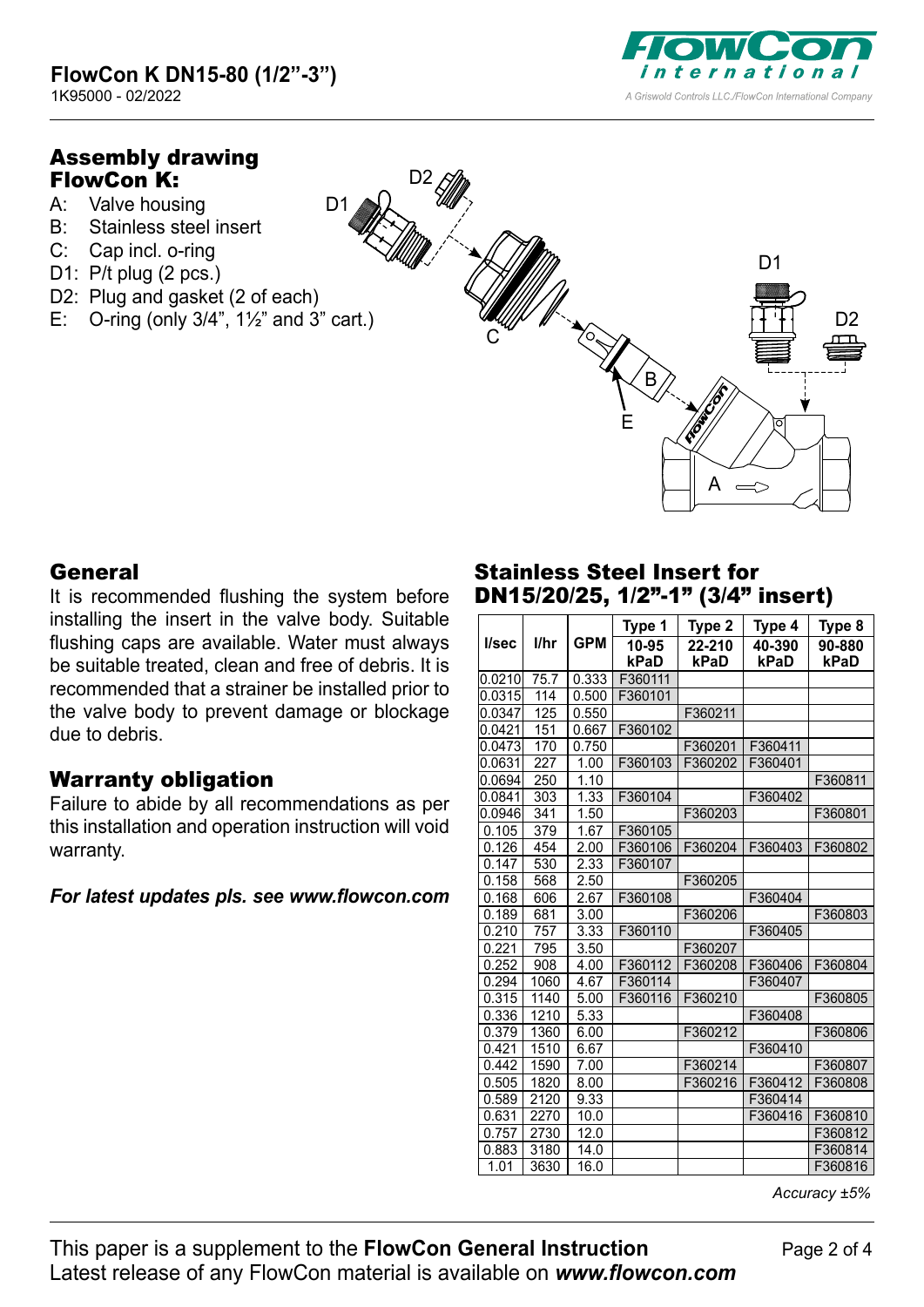## Assembly drawing FlowCon K:

- A: Valve housing
- B: Stainless steel insert
- C: Cap incl. o-ring
- D1: P/t plug (2 pcs.)
- D2: Plug and gasket (2 of each)
- E: O-ring (only 3/4", 1½" and 3" cart.)

## General

It is recommended flushing the system before installing the insert in the valve body. Suitable flushing caps are available. Water must always be suitable treated, clean and free of debris. It is recommended that a strainer be installed prior to the valve body to prevent damage or blockage due to debris.

## Warranty obligation

Failure to abide by all recommendations as per this installation and operation instruction will void warranty.

***For latest updates pls. see www.flowcon.com***

## Stainless Steel Insert for DN15/20/25, 1/2"-1" (3/4" insert)

| l/sec | l/hr | GPM | Type 1<br>10-95 kPaD | Type 2<br>22-210 kPaD | Type 4<br>40-390 kPaD | Type 8<br>90-880 kPaD |
|---|---|---|---|---|---|---|
| 0.0210 | 75.7 | 0.333 | F360111 | | | |
| 0.0315 | 114 | 0.500 | F360101 | | | |
| 0.0347 | 125 | 0.550 | | F360211 | | |
| 0.0421 | 151 | 0.667 | F360102 | | | |
| 0.0473 | 170 | 0.750 | | F360201 | F360411 | |
| 0.0631 | 227 | 1.00 | F360103 | F360202 | F360401 | |
| 0.0694 | 250 | 1.10 | | | | F360811 |
| 0.0841 | 303 | 1.33 | F360104 | | F360402 | |
| 0.0946 | 341 | 1.50 | | F360203 | | F360801 |
| 0.105 | 379 | 1.67 | F360105 | | | |
| 0.126 | 454 | 2.00 | F360106 | F360204 | F360403 | F360802 |
| 0.147 | 530 | 2.33 | F360107 | | | |
| 0.158 | 568 | 2.50 | | F360205 | | |
| 0.168 | 606 | 2.67 | F360108 | | F360404 | |
| 0.189 | 681 | 3.00 | | F360206 | | F360803 |
| 0.210 | 757 | 3.33 | F360110 | | F360405 | |
| 0.221 | 795 | 3.50 | | F360207 | | |
| 0.252 | 908 | 4.00 | F360112 | F360208 | F360406 | F360804 |
| 0.294 | 1060 | 4.67 | F360114 | | F360407 | |
| 0.315 | 1140 | 5.00 | F360116 | F360210 | | F360805 |
| 0.336 | 1210 | 5.33 | | | F360408 | |
| 0.379 | 1360 | 6.00 | | F360212 | | F360806 |
| 0.421 | 1510 | 6.67 | | | F360410 | |
| 0.442 | 1590 | 7.00 | | F360214 | | F360807 |
| 0.505 | 1820 | 8.00 | | F360216 | F360412 | F360808 |
| 0.589 | 2120 | 9.33 | | | F360414 | |
| 0.631 | 2270 | 10.0 | | | F360416 | F360810 |
| 0.757 | 2730 | 12.0 | | | | F360812 |
| 0.883 | 3180 | 14.0 | | | | F360814 |
| 1.01 | 3630 | 16.0 | | | | F360816 |

*Accuracy ±5%*

This paper is a supplement to the **FlowCon General Instruction**
Latest release of any FlowCon material is available on ***www.flowcon.com***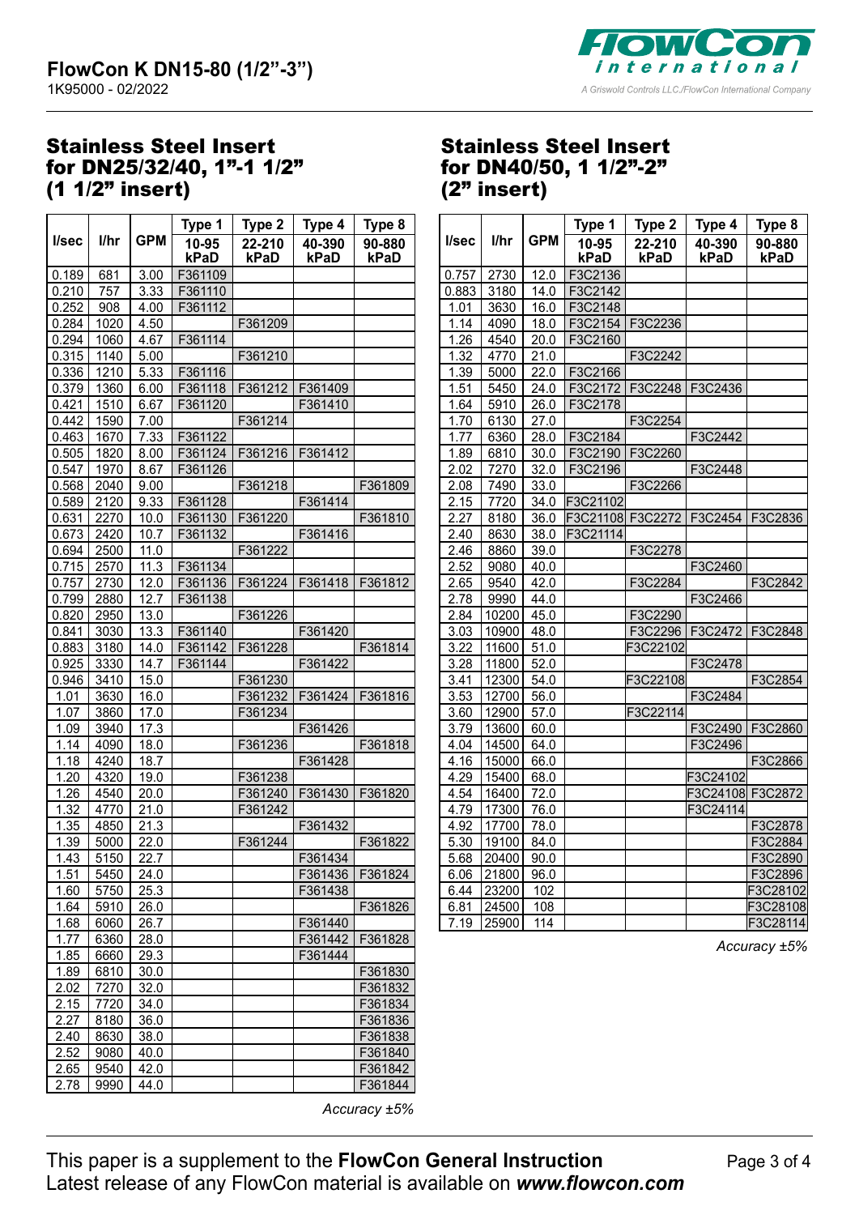## Stainless Steel Insert for DN25/32/40, 1"-1 1/2" (1 1/2" insert)

| l/sec | l/hr | GPM | Type 1 10-95 kPaD | Type 2 22-210 kPaD | Type 4 40-390 kPaD | Type 8 90-880 kPaD |
|---|---|---|---|---|---|---|
| 0.189 | 681 | 3.00 | F361109 | | | |
| 0.210 | 757 | 3.33 | F361110 | | | |
| 0.252 | 908 | 4.00 | F361112 | | | |
| 0.284 | 1020 | 4.50 | | F361209 | | |
| 0.294 | 1060 | 4.67 | F361114 | | | |
| 0.315 | 1140 | 5.00 | | F361210 | | |
| 0.336 | 1210 | 5.33 | F361116 | | | |
| 0.379 | 1360 | 6.00 | F361118 | F361212 | F361409 | |
| 0.421 | 1510 | 6.67 | F361120 | | F361410 | |
| 0.442 | 1590 | 7.00 | | F361214 | | |
| 0.463 | 1670 | 7.33 | F361122 | | | |
| 0.505 | 1820 | 8.00 | F361124 | F361216 | F361412 | |
| 0.547 | 1970 | 8.67 | F361126 | | | |
| 0.568 | 2040 | 9.00 | | F361218 | | F361809 |
| 0.589 | 2120 | 9.33 | F361128 | | F361414 | |
| 0.631 | 2270 | 10.0 | F361130 | F361220 | | F361810 |
| 0.673 | 2420 | 10.7 | F361132 | | F361416 | |
| 0.694 | 2500 | 11.0 | | F361222 | | |
| 0.715 | 2570 | 11.3 | F361134 | | | |
| 0.757 | 2730 | 12.0 | F361136 | F361224 | F361418 | F361812 |
| 0.799 | 2880 | 12.7 | F361138 | | | |
| 0.820 | 2950 | 13.0 | | F361226 | | |
| 0.841 | 3030 | 13.3 | F361140 | | F361420 | |
| 0.883 | 3180 | 14.0 | F361142 | F361228 | | F361814 |
| 0.925 | 3330 | 14.7 | F361144 | | F361422 | |
| 0.946 | 3410 | 15.0 | | F361230 | | |
| 1.01 | 3630 | 16.0 | | F361232 | F361424 | F361816 |
| 1.07 | 3860 | 17.0 | | F361234 | | |
| 1.09 | 3940 | 17.3 | | | F361426 | |
| 1.14 | 4090 | 18.0 | | F361236 | | F361818 |
| 1.18 | 4240 | 18.7 | | | F361428 | |
| 1.20 | 4320 | 19.0 | | F361238 | | |
| 1.26 | 4540 | 20.0 | | F361240 | F361430 | F361820 |
| 1.32 | 4770 | 21.0 | | F361242 | | |
| 1.35 | 4850 | 21.3 | | | F361432 | |
| 1.39 | 5000 | 22.0 | | F361244 | | F361822 |
| 1.43 | 5150 | 22.7 | | | F361434 | |
| 1.51 | 5450 | 24.0 | | | F361436 | F361824 |
| 1.60 | 5750 | 25.3 | | | F361438 | |
| 1.64 | 5910 | 26.0 | | | | F361826 |
| 1.68 | 6060 | 26.7 | | | F361440 | |
| 1.77 | 6360 | 28.0 | | | F361442 | F361828 |
| 1.85 | 6660 | 29.3 | | | F361444 | |
| 1.89 | 6810 | 30.0 | | | | F361830 |
| 2.02 | 7270 | 32.0 | | | | F361832 |
| 2.15 | 7720 | 34.0 | | | | F361834 |
| 2.27 | 8180 | 36.0 | | | | F361836 |
| 2.40 | 8630 | 38.0 | | | | F361838 |
| 2.52 | 9080 | 40.0 | | | | F361840 |
| 2.65 | 9540 | 42.0 | | | | F361842 |
| 2.78 | 9990 | 44.0 | | | | F361844 |

*Accuracy ±5%*

## Stainless Steel Insert for DN40/50, 1 1/2"-2" (2" insert)

| l/sec | l/hr | GPM | Type 1 10-95 kPaD | Type 2 22-210 kPaD | Type 4 40-390 kPaD | Type 8 90-880 kPaD |
|---|---|---|---|---|---|---|
| 0.757 | 2730 | 12.0 | F3C2136 | | | |
| 0.883 | 3180 | 14.0 | F3C2142 | | | |
| 1.01 | 3630 | 16.0 | F3C2148 | | | |
| 1.14 | 4090 | 18.0 | F3C2154 | F3C2236 | | |
| 1.26 | 4540 | 20.0 | F3C2160 | | | |
| 1.32 | 4770 | 21.0 | | F3C2242 | | |
| 1.39 | 5000 | 22.0 | F3C2166 | | | |
| 1.51 | 5450 | 24.0 | F3C2172 | F3C2248 | F3C2436 | |
| 1.64 | 5910 | 26.0 | F3C2178 | | | |
| 1.70 | 6130 | 27.0 | | F3C2254 | | |
| 1.77 | 6360 | 28.0 | F3C2184 | | F3C2442 | |
| 1.89 | 6810 | 30.0 | F3C2190 | F3C2260 | | |
| 2.02 | 7270 | 32.0 | F3C2196 | | F3C2448 | |
| 2.08 | 7490 | 33.0 | | F3C2266 | | |
| 2.15 | 7720 | 34.0 | F3C21102 | | | |
| 2.27 | 8180 | 36.0 | F3C21108 | F3C2272 | F3C2454 | F3C2836 |
| 2.40 | 8630 | 38.0 | F3C21114 | | | |
| 2.46 | 8860 | 39.0 | | F3C2278 | | |
| 2.52 | 9080 | 40.0 | | | F3C2460 | |
| 2.65 | 9540 | 42.0 | | F3C2284 | | F3C2842 |
| 2.78 | 9990 | 44.0 | | | F3C2466 | |
| 2.84 | 10200 | 45.0 | | F3C2290 | | |
| 3.03 | 10900 | 48.0 | | F3C2296 | F3C2472 | F3C2848 |
| 3.22 | 11600 | 51.0 | | F3C22102 | | |
| 3.28 | 11800 | 52.0 | | | F3C2478 | |
| 3.41 | 12300 | 54.0 | | F3C22108 | | F3C2854 |
| 3.53 | 12700 | 56.0 | | | F3C2484 | |
| 3.60 | 12900 | 57.0 | | F3C22114 | | |
| 3.79 | 13600 | 60.0 | | | F3C2490 | F3C2860 |
| 4.04 | 14500 | 64.0 | | | F3C2496 | |
| 4.16 | 15000 | 66.0 | | | | F3C2866 |
| 4.29 | 15400 | 68.0 | | | F3C24102 | |
| 4.54 | 16400 | 72.0 | | | F3C24108 | F3C2872 |
| 4.79 | 17300 | 76.0 | | | F3C24114 | |
| 4.92 | 17700 | 78.0 | | | | F3C2878 |
| 5.30 | 19100 | 84.0 | | | | F3C2884 |
| 5.68 | 20400 | 90.0 | | | | F3C2890 |
| 6.06 | 21800 | 96.0 | | | | F3C2896 |
| 6.44 | 23200 | 102 | | | | F3C28102 |
| 6.81 | 24500 | 108 | | | | F3C28108 |
| 7.19 | 25900 | 114 | | | | F3C28114 |

*Accuracy ±5%*

This paper is a supplement to the **FlowCon General Instruction**
Latest release of any FlowCon material is available on ***www.flowcon.com***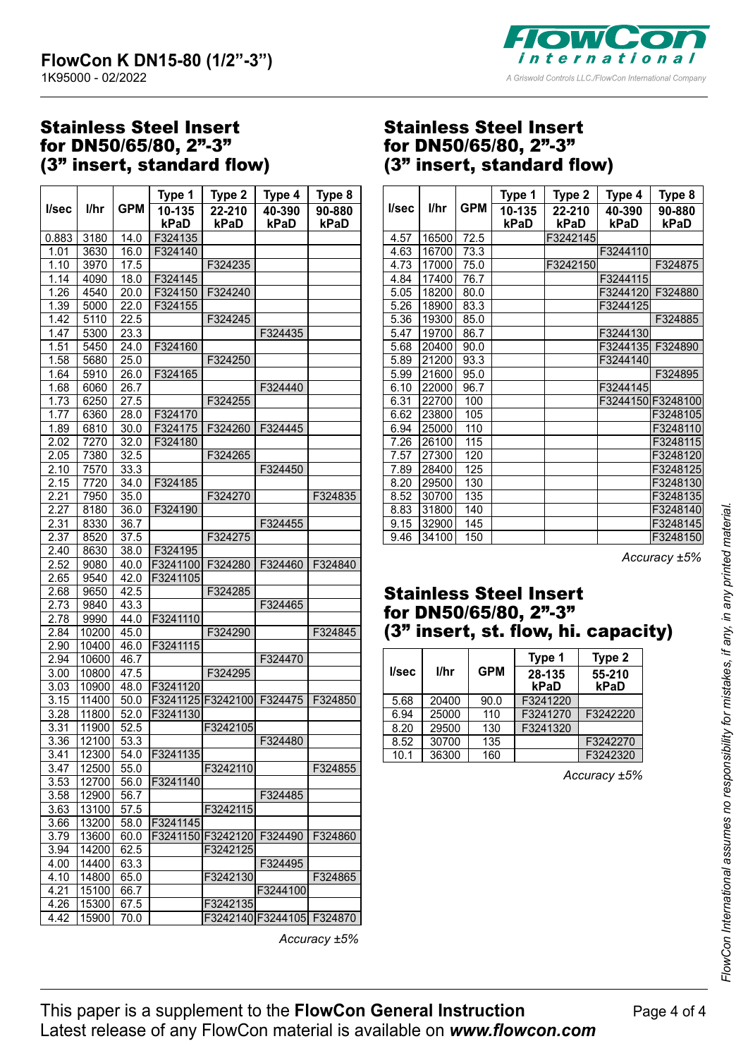# FlowCon K DN15-80 (1/2"-3")

1K95000 - 02/2022

## Stainless Steel Insert for DN50/65/80, 2"-3" (3" insert, standard flow)

| l/sec | l/hr | GPM | Type 1 10-135 kPaD | Type 2 22-210 kPaD | Type 4 40-390 kPaD | Type 8 90-880 kPaD |
|---|---|---|---|---|---|---|
| 0.883 | 3180 | 14.0 | F324135 | | | |
| 1.01 | 3630 | 16.0 | F324140 | | | |
| 1.10 | 3970 | 17.5 | | F324235 | | |
| 1.14 | 4090 | 18.0 | F324145 | | | |
| 1.26 | 4540 | 20.0 | F324150 | F324240 | | |
| 1.39 | 5000 | 22.0 | F324155 | | | |
| 1.42 | 5110 | 22.5 | | F324245 | | |
| 1.47 | 5300 | 23.3 | | | F324435 | |
| 1.51 | 5450 | 24.0 | F324160 | | | |
| 1.58 | 5680 | 25.0 | | F324250 | | |
| 1.64 | 5910 | 26.0 | F324165 | | | |
| 1.68 | 6060 | 26.7 | | | F324440 | |
| 1.73 | 6250 | 27.5 | | F324255 | | |
| 1.77 | 6360 | 28.0 | F324170 | | | |
| 1.89 | 6810 | 30.0 | F324175 | F324260 | F324445 | |
| 2.02 | 7270 | 32.0 | F324180 | | | |
| 2.05 | 7380 | 32.5 | | F324265 | | |
| 2.10 | 7570 | 33.3 | | | F324450 | |
| 2.15 | 7720 | 34.0 | F324185 | | | |
| 2.21 | 7950 | 35.0 | | F324270 | | F324835 |
| 2.27 | 8180 | 36.0 | F324190 | | | |
| 2.31 | 8330 | 36.7 | | | F324455 | |
| 2.37 | 8520 | 37.5 | | F324275 | | |
| 2.40 | 8630 | 38.0 | F324195 | | | |
| 2.52 | 9080 | 40.0 | F3241100 | F324280 | F324460 | F324840 |
| 2.65 | 9540 | 42.0 | F3241105 | | | |
| 2.68 | 9650 | 42.5 | | F324285 | | |
| 2.73 | 9840 | 43.3 | | | F324465 | |
| 2.78 | 9990 | 44.0 | F3241110 | | | |
| 2.84 | 10200 | 45.0 | | F324290 | | F324845 |
| 2.90 | 10400 | 46.0 | F3241115 | | | |
| 2.94 | 10600 | 46.7 | | | F324470 | |
| 3.00 | 10800 | 47.5 | | F324295 | | |
| 3.03 | 10900 | 48.0 | F3241120 | | | |
| 3.15 | 11400 | 50.0 | F3241125 | F3242100 | F324475 | F324850 |
| 3.28 | 11800 | 52.0 | F3241130 | | | |
| 3.31 | 11900 | 52.5 | | F3242105 | | |
| 3.36 | 12100 | 53.3 | | | F324480 | |
| 3.41 | 12300 | 54.0 | F3241135 | | | |
| 3.47 | 12500 | 55.0 | | F3242110 | | F324855 |
| 3.53 | 12700 | 56.0 | F3241140 | | | |
| 3.58 | 12900 | 56.7 | | | F324485 | |
| 3.63 | 13100 | 57.5 | | F3242115 | | |
| 3.66 | 13200 | 58.0 | F3241145 | | | |
| 3.79 | 13600 | 60.0 | F3241150 | F3242120 | F324490 | F324860 |
| 3.94 | 14200 | 62.5 | | F3242125 | | |
| 4.00 | 14400 | 63.3 | | | F324495 | |
| 4.10 | 14800 | 65.0 | | F3242130 | | F324865 |
| 4.21 | 15100 | 66.7 | | | F3244100 | |
| 4.26 | 15300 | 67.5 | | F3242135 | | |
| 4.42 | 15900 | 70.0 | | F3242140 | F3244105 | F324870 |

*Accuracy ±5%*

## Stainless Steel Insert for DN50/65/80, 2"-3" (3" insert, standard flow)

| l/sec | l/hr | GPM | Type 1 10-135 kPaD | Type 2 22-210 kPaD | Type 4 40-390 kPaD | Type 8 90-880 kPaD |
|---|---|---|---|---|---|---|
| 4.57 | 16500 | 72.5 | | F3242145 | | |
| 4.63 | 16700 | 73.3 | | | F3244110 | |
| 4.73 | 17000 | 75.0 | | F3242150 | | F324875 |
| 4.84 | 17400 | 76.7 | | | F3244115 | |
| 5.05 | 18200 | 80.0 | | | F3244120 | F324880 |
| 5.26 | 18900 | 83.3 | | | F3244125 | |
| 5.36 | 19300 | 85.0 | | | | F324885 |
| 5.47 | 19700 | 86.7 | | | F3244130 | |
| 5.68 | 20400 | 90.0 | | | F3244135 | F324890 |
| 5.89 | 21200 | 93.3 | | | F3244140 | |
| 5.99 | 21600 | 95.0 | | | | F324895 |
| 6.10 | 22000 | 96.7 | | | F3244145 | |
| 6.31 | 22700 | 100 | | | F3244150 | F3248100 |
| 6.62 | 23800 | 105 | | | | F3248105 |
| 6.94 | 25000 | 110 | | | | F3248110 |
| 7.26 | 26100 | 115 | | | | F3248115 |
| 7.57 | 27300 | 120 | | | | F3248120 |
| 7.89 | 28400 | 125 | | | | F3248125 |
| 8.20 | 29500 | 130 | | | | F3248130 |
| 8.52 | 30700 | 135 | | | | F3248135 |
| 8.83 | 31800 | 140 | | | | F3248140 |
| 9.15 | 32900 | 145 | | | | F3248145 |
| 9.46 | 34100 | 150 | | | | F3248150 |

*Accuracy ±5%*

## Stainless Steel Insert for DN50/65/80, 2"-3" (3" insert, st. flow, hi. capacity)

| l/sec | l/hr | GPM | Type 1 28-135 kPaD | Type 2 55-210 kPaD |
|---|---|---|---|---|
| 5.68 | 20400 | 90.0 | F3241220 | |
| 6.94 | 25000 | 110 | F3241270 | F3242220 |
| 8.20 | 29500 | 130 | F3241320 | |
| 8.52 | 30700 | 135 | | F3242270 |
| 10.1 | 36300 | 160 | | F3242320 |

*Accuracy ±5%*

*FlowCon International assumes no responsibility for mistakes, if any, in any printed material.*

This paper is a supplement to the **FlowCon General Instruction**
Latest release of any FlowCon material is available on ***www.flowcon.com***